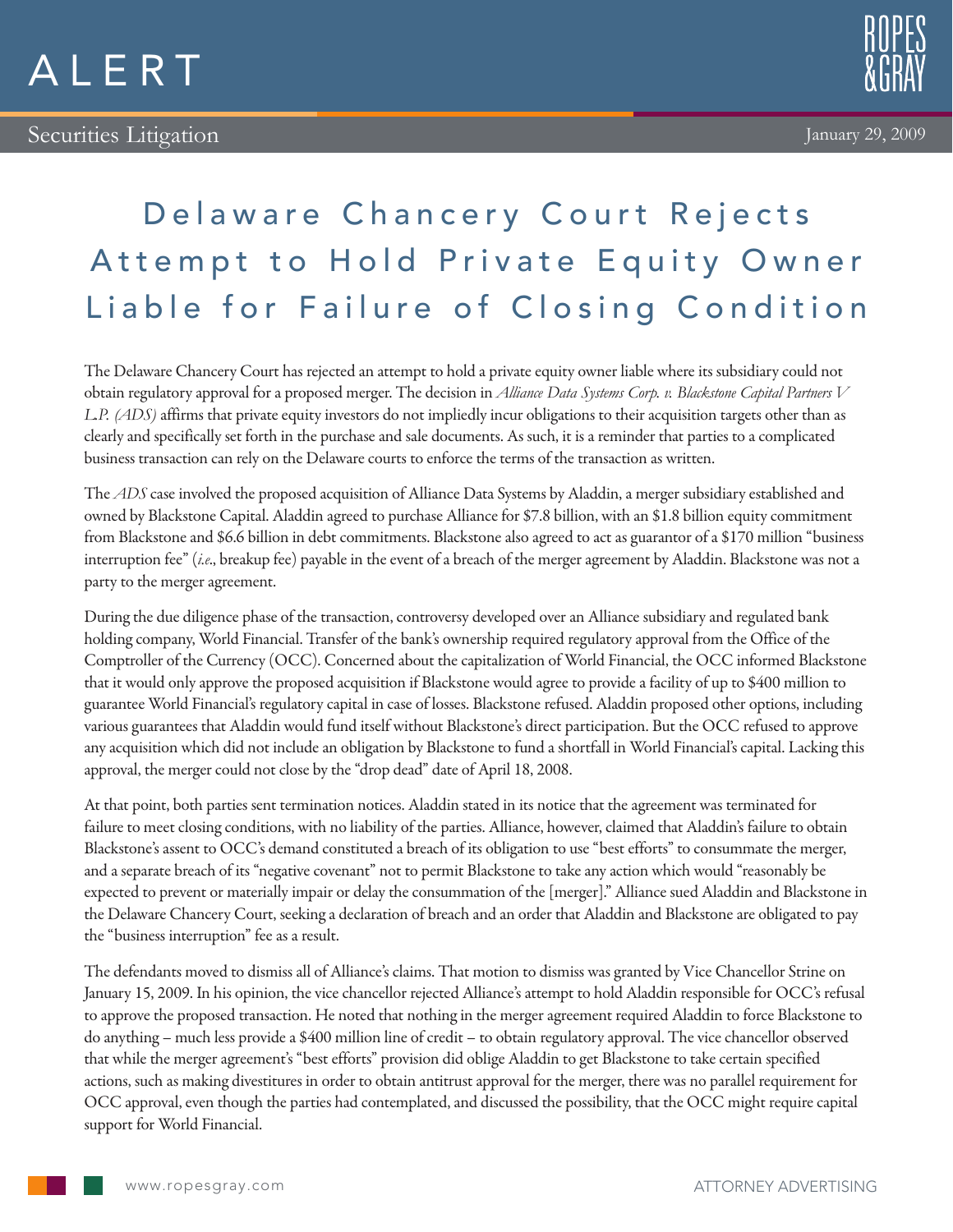# ALERT

Securities Litigation

January 29, 2009

# Delaware Chancery Court Rejects Attempt to Hold Private Equity Owner Liable for Failure of Closing Condition

The Delaware Chancery Court has rejected an attempt to hold a private equity owner liable where its subsidiary could not obtain regulatory approval for a proposed merger. The decision in *Alliance Data Systems Corp. v. Blackstone Capital Partners V L.P. (ADS)* affirms that private equity investors do not impliedly incur obligations to their acquisition targets other than as clearly and specifically set forth in the purchase and sale documents. As such, it is a reminder that parties to a complicated business transaction can rely on the Delaware courts to enforce the terms of the transaction as written.

The *ADS* case involved the proposed acquisition of Alliance Data Systems by Aladdin, a merger subsidiary established and owned by Blackstone Capital. Aladdin agreed to purchase Alliance for $7.8 billion, with an $1.8 billion equity commitment from Blackstone and $6.6 billion in debt commitments. Blackstone also agreed to act as guarantor of a $170 million "business interruption fee" (*i.e.*, breakup fee) payable in the event of a breach of the merger agreement by Aladdin. Blackstone was not a party to the merger agreement.

During the due diligence phase of the transaction, controversy developed over an Alliance subsidiary and regulated bank holding company, World Financial. Transfer of the bank's ownership required regulatory approval from the Office of the Comptroller of the Currency (OCC). Concerned about the capitalization of World Financial, the OCC informed Blackstone that it would only approve the proposed acquisition if Blackstone would agree to provide a facility of up to $400 million to guarantee World Financial's regulatory capital in case of losses. Blackstone refused. Aladdin proposed other options, including various guarantees that Aladdin would fund itself without Blackstone's direct participation. But the OCC refused to approve any acquisition which did not include an obligation by Blackstone to fund a shortfall in World Financial's capital. Lacking this approval, the merger could not close by the "drop dead" date of April 18, 2008.

At that point, both parties sent termination notices. Aladdin stated in its notice that the agreement was terminated for failure to meet closing conditions, with no liability of the parties. Alliance, however, claimed that Aladdin's failure to obtain Blackstone's assent to OCC's demand constituted a breach of its obligation to use "best efforts" to consummate the merger, and a separate breach of its "negative covenant" not to permit Blackstone to take any action which would "reasonably be expected to prevent or materially impair or delay the consummation of the [merger]." Alliance sued Aladdin and Blackstone in the Delaware Chancery Court, seeking a declaration of breach and an order that Aladdin and Blackstone are obligated to pay the "business interruption" fee as a result.

The defendants moved to dismiss all of Alliance's claims. That motion to dismiss was granted by Vice Chancellor Strine on January 15, 2009. In his opinion, the vice chancellor rejected Alliance's attempt to hold Aladdin responsible for OCC's refusal to approve the proposed transaction. He noted that nothing in the merger agreement required Aladdin to force Blackstone to do anything – much less provide a $400 million line of credit – to obtain regulatory approval. The vice chancellor observed that while the merger agreement's "best efforts" provision did oblige Aladdin to get Blackstone to take certain specified actions, such as making divestitures in order to obtain antitrust approval for the merger, there was no parallel requirement for OCC approval, even though the parties had contemplated, and discussed the possibility, that the OCC might require capital support for World Financial.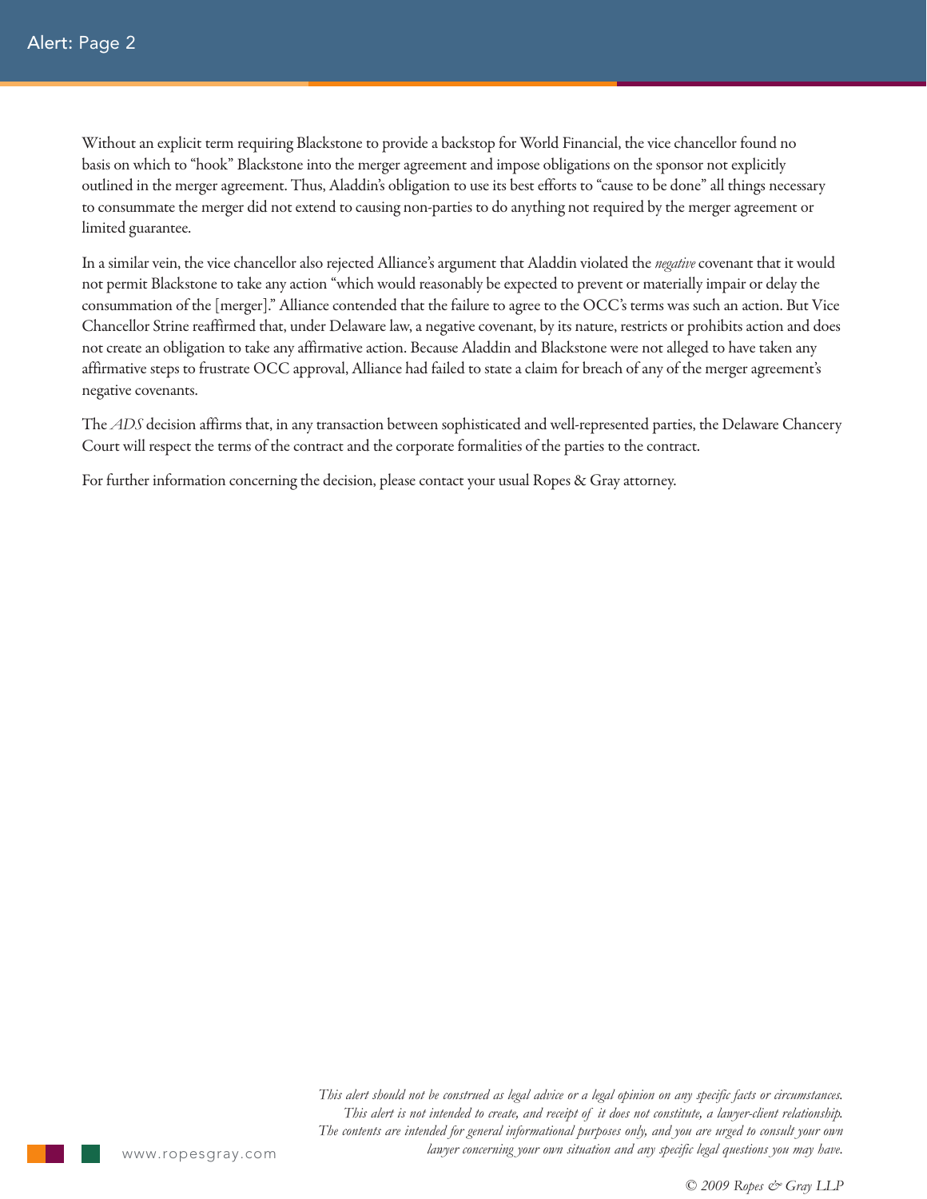Without an explicit term requiring Blackstone to provide a backstop for World Financial, the vice chancellor found no basis on which to "hook" Blackstone into the merger agreement and impose obligations on the sponsor not explicitly outlined in the merger agreement. Thus, Aladdin's obligation to use its best efforts to "cause to be done" all things necessary to consummate the merger did not extend to causing non-parties to do anything not required by the merger agreement or limited guarantee.

In a similar vein, the vice chancellor also rejected Alliance's argument that Aladdin violated the *negative* covenant that it would not permit Blackstone to take any action "which would reasonably be expected to prevent or materially impair or delay the consummation of the [merger]." Alliance contended that the failure to agree to the OCC's terms was such an action. But Vice Chancellor Strine reaffirmed that, under Delaware law, a negative covenant, by its nature, restricts or prohibits action and does not create an obligation to take any affirmative action. Because Aladdin and Blackstone were not alleged to have taken any affirmative steps to frustrate OCC approval, Alliance had failed to state a claim for breach of any of the merger agreement's negative covenants.

The *ADS* decision affirms that, in any transaction between sophisticated and well-represented parties, the Delaware Chancery Court will respect the terms of the contract and the corporate formalities of the parties to the contract.

For further information concerning the decision, please contact your usual Ropes & Gray attorney.

*This alert should not be construed as legal advice or a legal opinion on any specific facts or circumstances. This alert is not intended to create, and receipt of it does not constitute, a lawyer-client relationship. The contents are intended for general informational purposes only, and you are urged to consult your own lawyer concerning your own situation and any specific legal questions you may have.*

www.ropesgray.com

*© 2009 Ropes & Gray LLP*